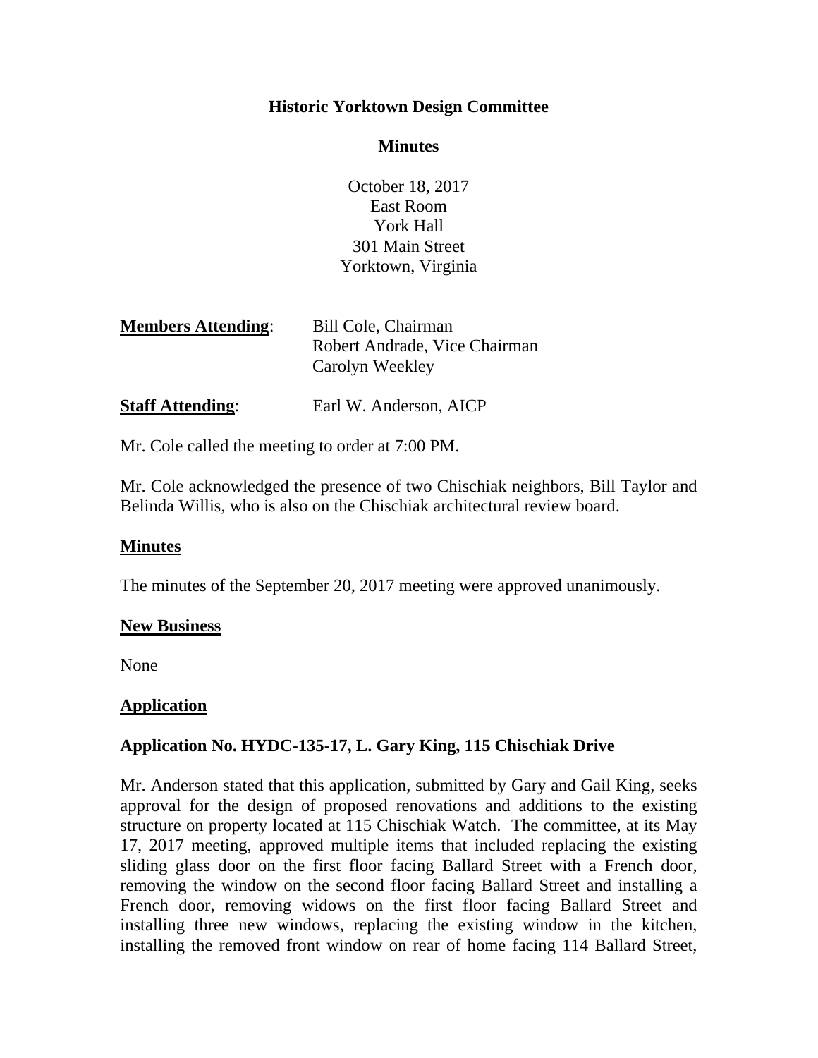# Historic Yorktown Design Committee

## Minutes

October 18, 2017
East Room
York Hall
301 Main Street
Yorktown, Virginia

| **Members Attending**: | Bill Cole, Chairman<br>Robert Andrade, Vice Chairman<br>Carolyn Weekley |
|---|---|
| **Staff Attending**: | Earl W. Anderson, AICP |

Mr. Cole called the meeting to order at 7:00 PM.

Mr. Cole acknowledged the presence of two Chischiak neighbors, Bill Taylor and Belinda Willis, who is also on the Chischiak architectural review board.

### Minutes

The minutes of the September 20, 2017 meeting were approved unanimously.

### New Business

None

### Application

### Application No. HYDC-135-17, L. Gary King, 115 Chischiak Drive

Mr. Anderson stated that this application, submitted by Gary and Gail King, seeks approval for the design of proposed renovations and additions to the existing structure on property located at 115 Chischiak Watch. The committee, at its May 17, 2017 meeting, approved multiple items that included replacing the existing sliding glass door on the first floor facing Ballard Street with a French door, removing the window on the second floor facing Ballard Street and installing a French door, removing widows on the first floor facing Ballard Street and installing three new windows, replacing the existing window in the kitchen, installing the removed front window on rear of home facing 114 Ballard Street,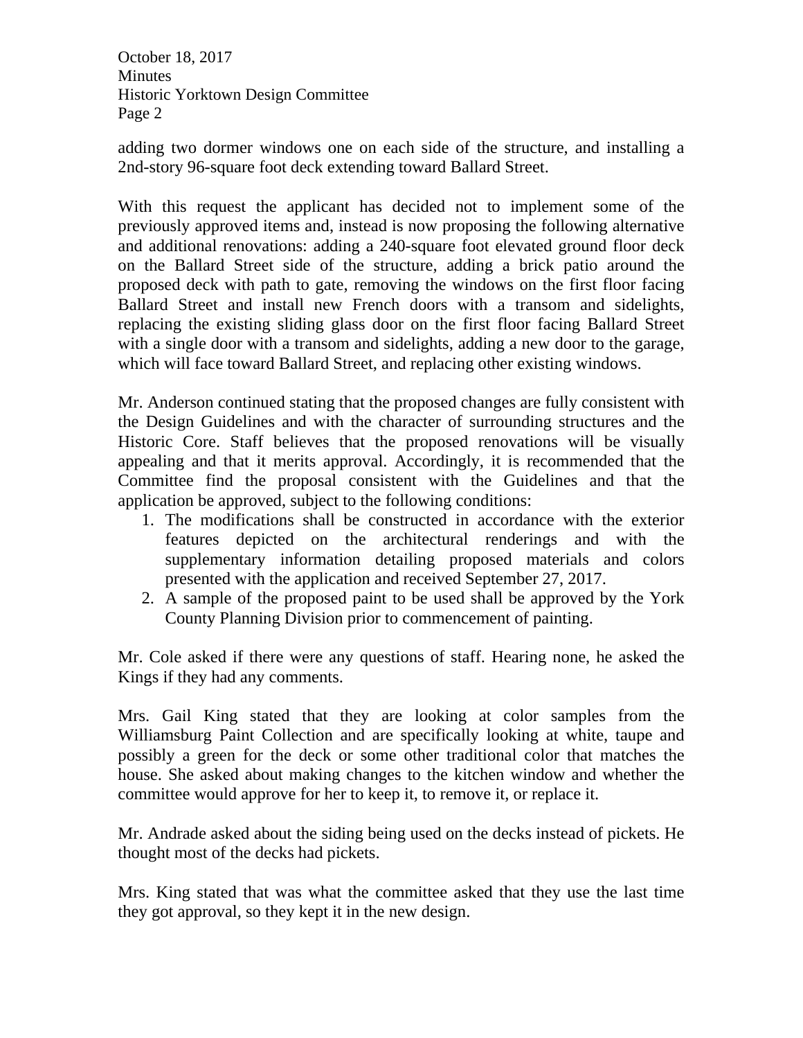adding two dormer windows one on each side of the structure, and installing a 2nd-story 96-square foot deck extending toward Ballard Street.

With this request the applicant has decided not to implement some of the previously approved items and, instead is now proposing the following alternative and additional renovations: adding a 240-square foot elevated ground floor deck on the Ballard Street side of the structure, adding a brick patio around the proposed deck with path to gate, removing the windows on the first floor facing Ballard Street and install new French doors with a transom and sidelights, replacing the existing sliding glass door on the first floor facing Ballard Street with a single door with a transom and sidelights, adding a new door to the garage, which will face toward Ballard Street, and replacing other existing windows.

Mr. Anderson continued stating that the proposed changes are fully consistent with the Design Guidelines and with the character of surrounding structures and the Historic Core. Staff believes that the proposed renovations will be visually appealing and that it merits approval. Accordingly, it is recommended that the Committee find the proposal consistent with the Guidelines and that the application be approved, subject to the following conditions:

1. The modifications shall be constructed in accordance with the exterior features depicted on the architectural renderings and with the supplementary information detailing proposed materials and colors presented with the application and received September 27, 2017.
2. A sample of the proposed paint to be used shall be approved by the York County Planning Division prior to commencement of painting.

Mr. Cole asked if there were any questions of staff. Hearing none, he asked the Kings if they had any comments.

Mrs. Gail King stated that they are looking at color samples from the Williamsburg Paint Collection and are specifically looking at white, taupe and possibly a green for the deck or some other traditional color that matches the house. She asked about making changes to the kitchen window and whether the committee would approve for her to keep it, to remove it, or replace it.

Mr. Andrade asked about the siding being used on the decks instead of pickets. He thought most of the decks had pickets.

Mrs. King stated that was what the committee asked that they use the last time they got approval, so they kept it in the new design.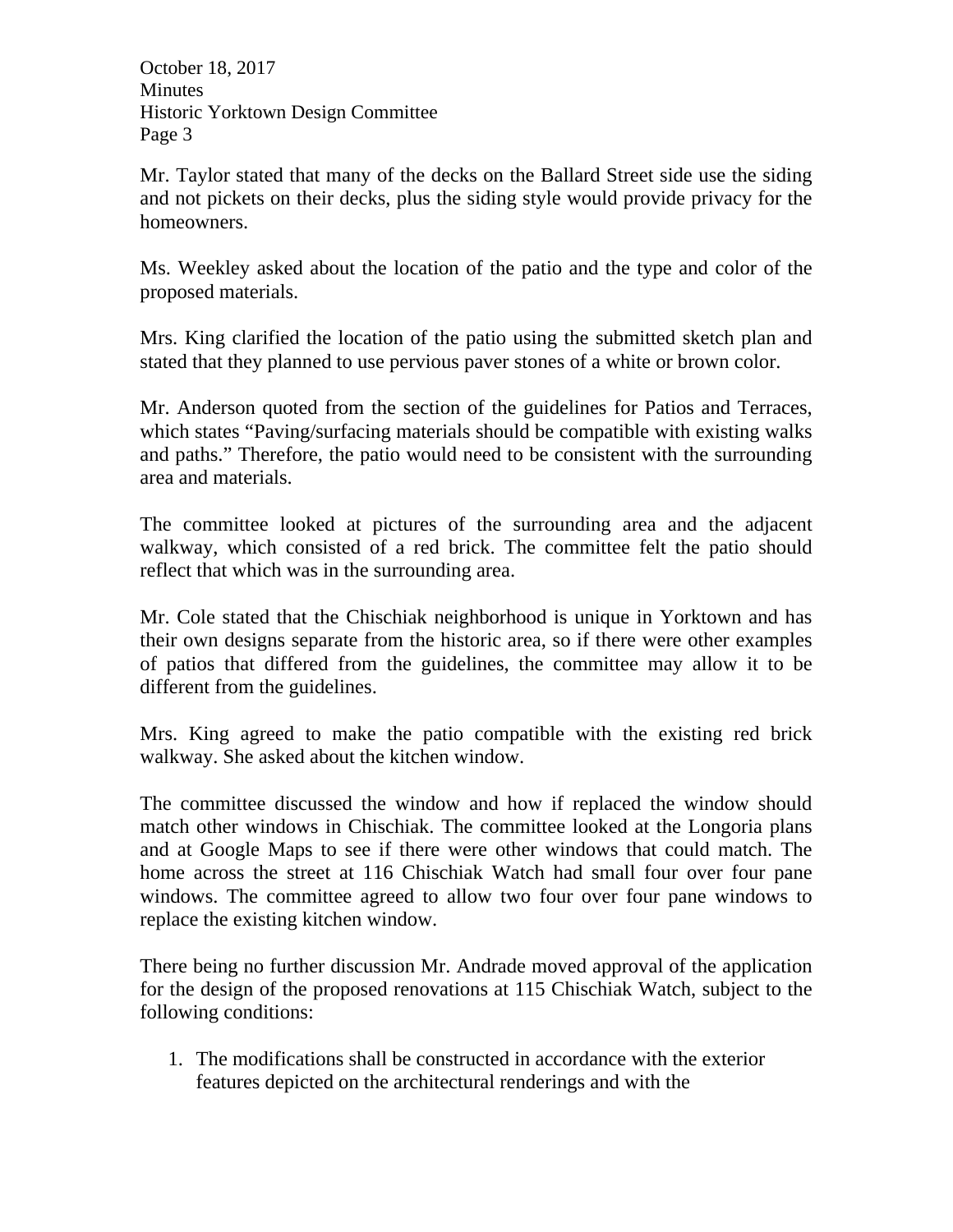Mr. Taylor stated that many of the decks on the Ballard Street side use the siding and not pickets on their decks, plus the siding style would provide privacy for the homeowners.

Ms. Weekley asked about the location of the patio and the type and color of the proposed materials.

Mrs. King clarified the location of the patio using the submitted sketch plan and stated that they planned to use pervious paver stones of a white or brown color.

Mr. Anderson quoted from the section of the guidelines for Patios and Terraces, which states "Paving/surfacing materials should be compatible with existing walks and paths." Therefore, the patio would need to be consistent with the surrounding area and materials.

The committee looked at pictures of the surrounding area and the adjacent walkway, which consisted of a red brick. The committee felt the patio should reflect that which was in the surrounding area.

Mr. Cole stated that the Chischiak neighborhood is unique in Yorktown and has their own designs separate from the historic area, so if there were other examples of patios that differed from the guidelines, the committee may allow it to be different from the guidelines.

Mrs. King agreed to make the patio compatible with the existing red brick walkway. She asked about the kitchen window.

The committee discussed the window and how if replaced the window should match other windows in Chischiak. The committee looked at the Longoria plans and at Google Maps to see if there were other windows that could match. The home across the street at 116 Chischiak Watch had small four over four pane windows. The committee agreed to allow two four over four pane windows to replace the existing kitchen window.

There being no further discussion Mr. Andrade moved approval of the application for the design of the proposed renovations at 115 Chischiak Watch, subject to the following conditions:

1. The modifications shall be constructed in accordance with the exterior features depicted on the architectural renderings and with the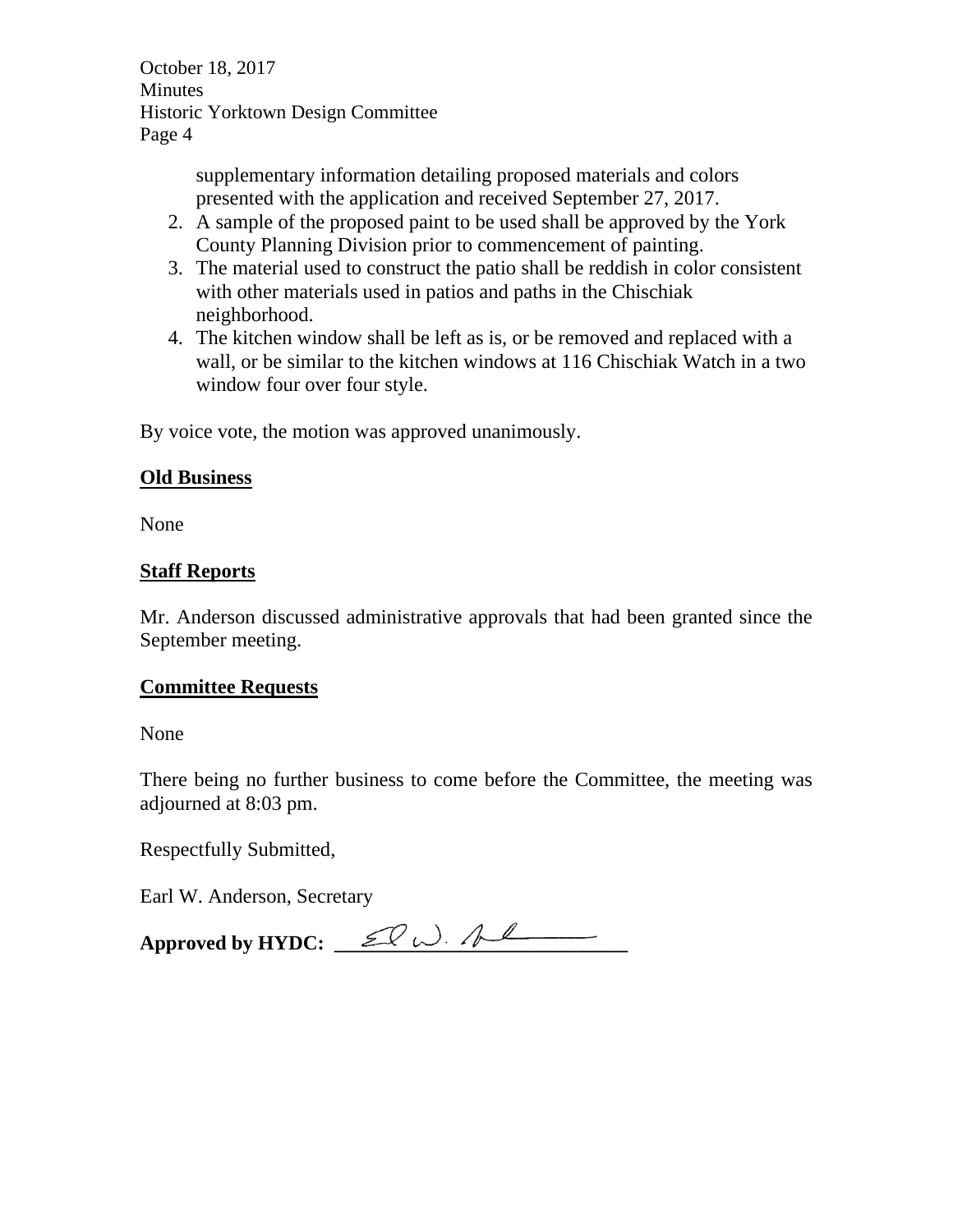supplementary information detailing proposed materials and colors presented with the application and received September 27, 2017.

2. A sample of the proposed paint to be used shall be approved by the York County Planning Division prior to commencement of painting.
3. The material used to construct the patio shall be reddish in color consistent with other materials used in patios and paths in the Chischiak neighborhood.
4. The kitchen window shall be left as is, or be removed and replaced with a wall, or be similar to the kitchen windows at 116 Chischiak Watch in a two window four over four style.

By voice vote, the motion was approved unanimously.

## Old Business

None

## Staff Reports

Mr. Anderson discussed administrative approvals that had been granted since the September meeting.

## Committee Requests

None

There being no further business to come before the Committee, the meeting was adjourned at 8:03 pm.

Respectfully Submitted,

Earl W. Anderson, Secretary

**Approved by HYDC:** ___________________________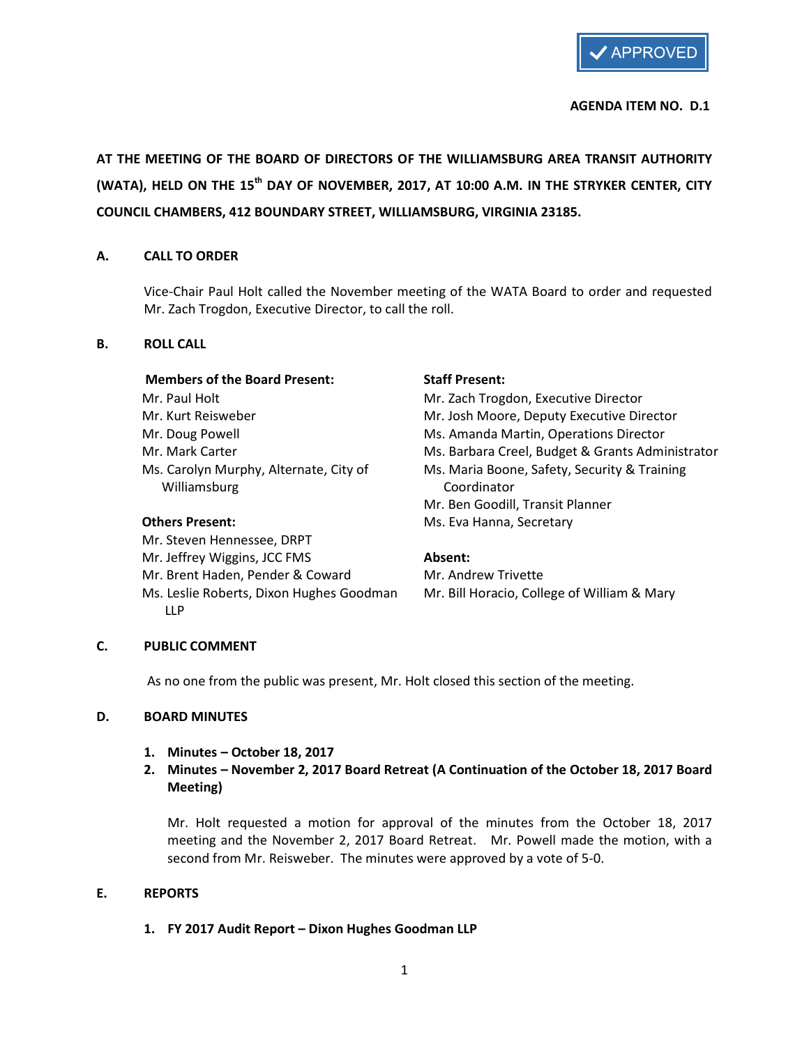✔ APPROVED

**AGENDA ITEM NO. D.1**

**AT THE MEETING OF THE BOARD OF DIRECTORS OF THE WILLIAMSBURG AREA TRANSIT AUTHORITY (WATA), HELD ON THE 15th DAY OF NOVEMBER, 2017, AT 10:00 A.M. IN THE STRYKER CENTER, CITY COUNCIL CHAMBERS, 412 BOUNDARY STREET, WILLIAMSBURG, VIRGINIA 23185.**

## A. CALL TO ORDER

Vice-Chair Paul Holt called the November meeting of the WATA Board to order and requested Mr. Zach Trogdon, Executive Director, to call the roll.

## B. ROLL CALL

**Members of the Board Present:**
Mr. Paul Holt
Mr. Kurt Reisweber
Mr. Doug Powell
Mr. Mark Carter
Ms. Carolyn Murphy, Alternate, City of Williamsburg

**Others Present:**
Mr. Steven Hennessee, DRPT
Mr. Jeffrey Wiggins, JCC FMS
Mr. Brent Haden, Pender & Coward
Ms. Leslie Roberts, Dixon Hughes Goodman LLP

**Staff Present:**
Mr. Zach Trogdon, Executive Director
Mr. Josh Moore, Deputy Executive Director
Ms. Amanda Martin, Operations Director
Ms. Barbara Creel, Budget & Grants Administrator
Ms. Maria Boone, Safety, Security & Training Coordinator
Mr. Ben Goodill, Transit Planner
Ms. Eva Hanna, Secretary

**Absent:**
Mr. Andrew Trivette
Mr. Bill Horacio, College of William & Mary

## C. PUBLIC COMMENT

As no one from the public was present, Mr. Holt closed this section of the meeting.

## D. BOARD MINUTES

1. **Minutes – October 18, 2017**
2. **Minutes – November 2, 2017 Board Retreat (A Continuation of the October 18, 2017 Board Meeting)**

Mr. Holt requested a motion for approval of the minutes from the October 18, 2017 meeting and the November 2, 2017 Board Retreat. Mr. Powell made the motion, with a second from Mr. Reisweber. The minutes were approved by a vote of 5-0.

## E. REPORTS

1. **FY 2017 Audit Report – Dixon Hughes Goodman LLP**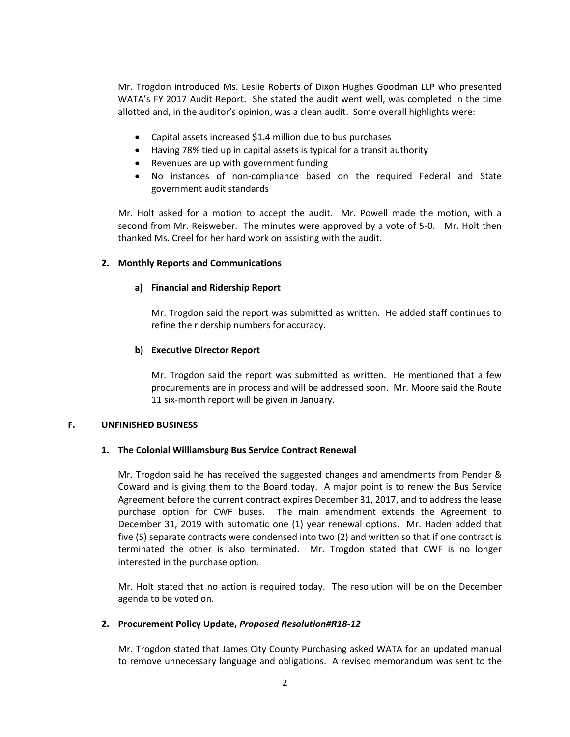Mr. Trogdon introduced Ms. Leslie Roberts of Dixon Hughes Goodman LLP who presented WATA's FY 2017 Audit Report. She stated the audit went well, was completed in the time allotted and, in the auditor's opinion, was a clean audit. Some overall highlights were:

- Capital assets increased $1.4 million due to bus purchases
- Having 78% tied up in capital assets is typical for a transit authority
- Revenues are up with government funding
- No instances of non-compliance based on the required Federal and State government audit standards

Mr. Holt asked for a motion to accept the audit. Mr. Powell made the motion, with a second from Mr. Reisweber. The minutes were approved by a vote of 5-0. Mr. Holt then thanked Ms. Creel for her hard work on assisting with the audit.

**2. Monthly Reports and Communications**

**a) Financial and Ridership Report**

Mr. Trogdon said the report was submitted as written. He added staff continues to refine the ridership numbers for accuracy.

**b) Executive Director Report**

Mr. Trogdon said the report was submitted as written. He mentioned that a few procurements are in process and will be addressed soon. Mr. Moore said the Route 11 six-month report will be given in January.

**F. UNFINISHED BUSINESS**

**1. The Colonial Williamsburg Bus Service Contract Renewal**

Mr. Trogdon said he has received the suggested changes and amendments from Pender & Coward and is giving them to the Board today. A major point is to renew the Bus Service Agreement before the current contract expires December 31, 2017, and to address the lease purchase option for CWF buses. The main amendment extends the Agreement to December 31, 2019 with automatic one (1) year renewal options. Mr. Haden added that five (5) separate contracts were condensed into two (2) and written so that if one contract is terminated the other is also terminated. Mr. Trogdon stated that CWF is no longer interested in the purchase option.

Mr. Holt stated that no action is required today. The resolution will be on the December agenda to be voted on.

**2. Procurement Policy Update, *Proposed Resolution#R18-12***

Mr. Trogdon stated that James City County Purchasing asked WATA for an updated manual to remove unnecessary language and obligations. A revised memorandum was sent to the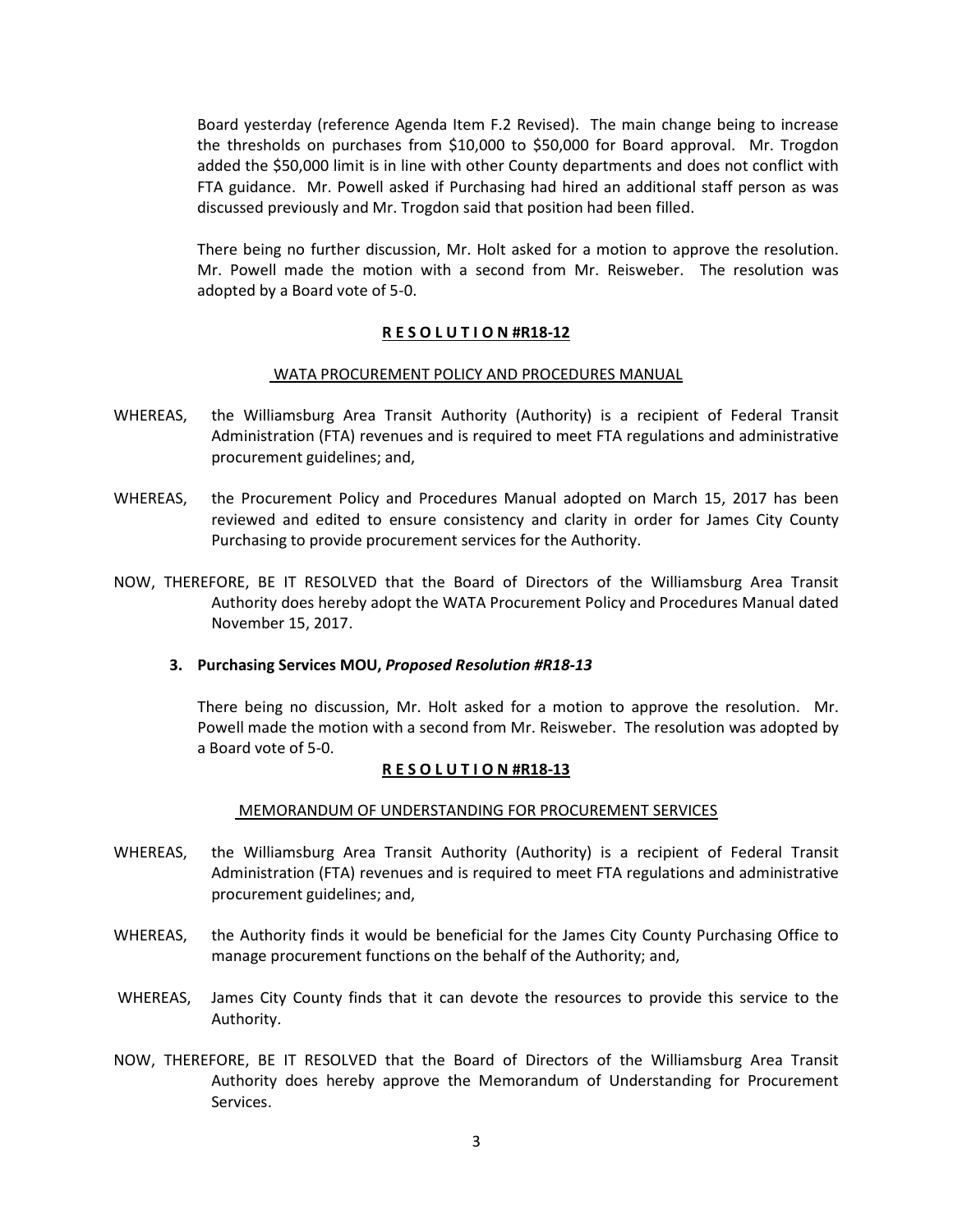Board yesterday (reference Agenda Item F.2 Revised). The main change being to increase the thresholds on purchases from $10,000 to $50,000 for Board approval. Mr. Trogdon added the $50,000 limit is in line with other County departments and does not conflict with FTA guidance. Mr. Powell asked if Purchasing had hired an additional staff person as was discussed previously and Mr. Trogdon said that position had been filled.

There being no further discussion, Mr. Holt asked for a motion to approve the resolution. Mr. Powell made the motion with a second from Mr. Reisweber. The resolution was adopted by a Board vote of 5-0.

**R E S O L U T I O N #R18-12**

WATA PROCUREMENT POLICY AND PROCEDURES MANUAL

WHEREAS, the Williamsburg Area Transit Authority (Authority) is a recipient of Federal Transit Administration (FTA) revenues and is required to meet FTA regulations and administrative procurement guidelines; and,

WHEREAS, the Procurement Policy and Procedures Manual adopted on March 15, 2017 has been reviewed and edited to ensure consistency and clarity in order for James City County Purchasing to provide procurement services for the Authority.

NOW, THEREFORE, BE IT RESOLVED that the Board of Directors of the Williamsburg Area Transit Authority does hereby adopt the WATA Procurement Policy and Procedures Manual dated November 15, 2017.

**3. Purchasing Services MOU, *Proposed Resolution #R18-13***

There being no discussion, Mr. Holt asked for a motion to approve the resolution. Mr. Powell made the motion with a second from Mr. Reisweber. The resolution was adopted by a Board vote of 5-0.

**R E S O L U T I O N #R18-13**

MEMORANDUM OF UNDERSTANDING FOR PROCUREMENT SERVICES

WHEREAS, the Williamsburg Area Transit Authority (Authority) is a recipient of Federal Transit Administration (FTA) revenues and is required to meet FTA regulations and administrative procurement guidelines; and,

WHEREAS, the Authority finds it would be beneficial for the James City County Purchasing Office to manage procurement functions on the behalf of the Authority; and,

WHEREAS, James City County finds that it can devote the resources to provide this service to the Authority.

NOW, THEREFORE, BE IT RESOLVED that the Board of Directors of the Williamsburg Area Transit Authority does hereby approve the Memorandum of Understanding for Procurement Services.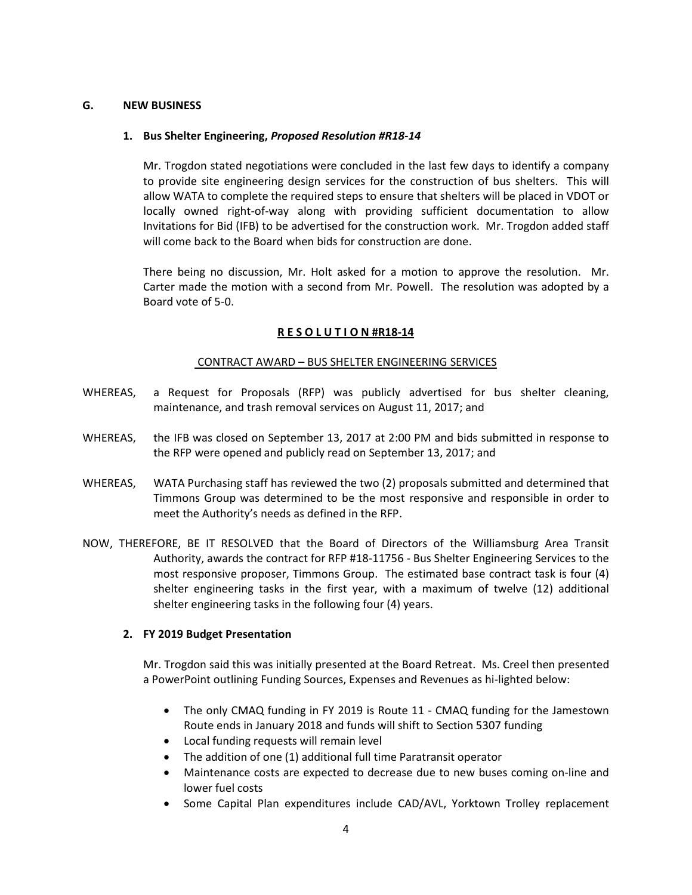## G. NEW BUSINESS

### 1. Bus Shelter Engineering, *Proposed Resolution #R18-14*

Mr. Trogdon stated negotiations were concluded in the last few days to identify a company to provide site engineering design services for the construction of bus shelters. This will allow WATA to complete the required steps to ensure that shelters will be placed in VDOT or locally owned right-of-way along with providing sufficient documentation to allow Invitations for Bid (IFB) to be advertised for the construction work. Mr. Trogdon added staff will come back to the Board when bids for construction are done.

There being no discussion, Mr. Holt asked for a motion to approve the resolution. Mr. Carter made the motion with a second from Mr. Powell. The resolution was adopted by a Board vote of 5-0.

**R E S O L U T I O N #R18-14**

CONTRACT AWARD – BUS SHELTER ENGINEERING SERVICES

WHEREAS, a Request for Proposals (RFP) was publicly advertised for bus shelter cleaning, maintenance, and trash removal services on August 11, 2017; and

WHEREAS, the IFB was closed on September 13, 2017 at 2:00 PM and bids submitted in response to the RFP were opened and publicly read on September 13, 2017; and

WHEREAS, WATA Purchasing staff has reviewed the two (2) proposals submitted and determined that Timmons Group was determined to be the most responsive and responsible in order to meet the Authority's needs as defined in the RFP.

NOW, THEREFORE, BE IT RESOLVED that the Board of Directors of the Williamsburg Area Transit Authority, awards the contract for RFP #18-11756 - Bus Shelter Engineering Services to the most responsive proposer, Timmons Group. The estimated base contract task is four (4) shelter engineering tasks in the first year, with a maximum of twelve (12) additional shelter engineering tasks in the following four (4) years.

### 2. FY 2019 Budget Presentation

Mr. Trogdon said this was initially presented at the Board Retreat. Ms. Creel then presented a PowerPoint outlining Funding Sources, Expenses and Revenues as hi-lighted below:

- The only CMAQ funding in FY 2019 is Route 11 - CMAQ funding for the Jamestown Route ends in January 2018 and funds will shift to Section 5307 funding
- Local funding requests will remain level
- The addition of one (1) additional full time Paratransit operator
- Maintenance costs are expected to decrease due to new buses coming on-line and lower fuel costs
- Some Capital Plan expenditures include CAD/AVL, Yorktown Trolley replacement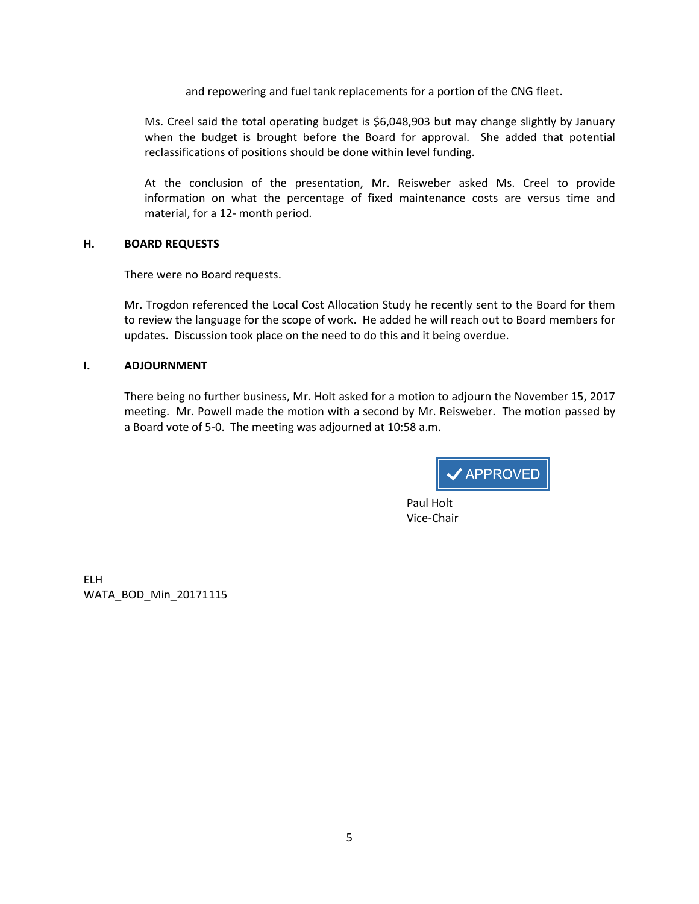and repowering and fuel tank replacements for a portion of the CNG fleet.

Ms. Creel said the total operating budget is $6,048,903 but may change slightly by January when the budget is brought before the Board for approval. She added that potential reclassifications of positions should be done within level funding.

At the conclusion of the presentation, Mr. Reisweber asked Ms. Creel to provide information on what the percentage of fixed maintenance costs are versus time and material, for a 12- month period.

**H. BOARD REQUESTS**

There were no Board requests.

Mr. Trogdon referenced the Local Cost Allocation Study he recently sent to the Board for them to review the language for the scope of work. He added he will reach out to Board members for updates. Discussion took place on the need to do this and it being overdue.

**I. ADJOURNMENT**

There being no further business, Mr. Holt asked for a motion to adjourn the November 15, 2017 meeting. Mr. Powell made the motion with a second by Mr. Reisweber. The motion passed by a Board vote of 5-0. The meeting was adjourned at 10:58 a.m.

✔ APPROVED

Paul Holt
Vice-Chair

ELH
WATA_BOD_Min_20171115